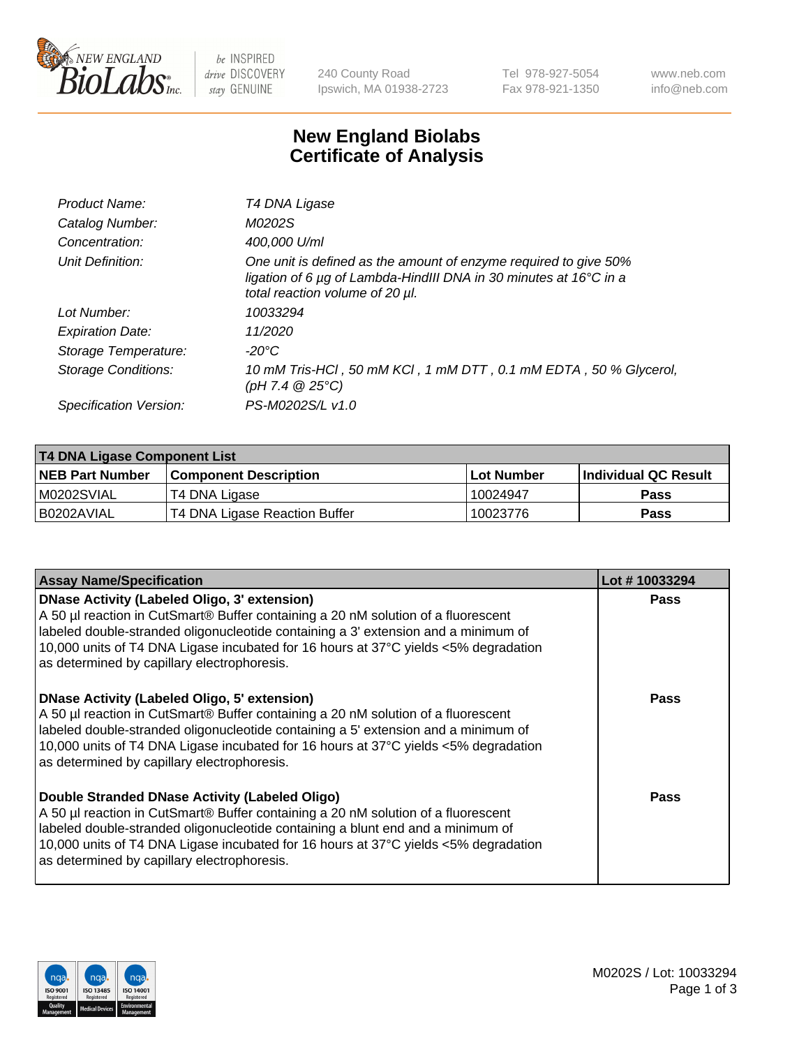NEW ENGLAND BioLabs Inc. — be INSPIRED drive DISCOVERY stay GENUINE

240 County Road
Ipswich, MA 01938-2723

Tel 978-927-5054
Fax 978-921-1350

www.neb.com
info@neb.com

# New England Biolabs
# Certificate of Analysis

| | |
|---|---|
| *Product Name:* | *T4 DNA Ligase* |
| *Catalog Number:* | *M0202S* |
| *Concentration:* | *400,000 U/ml* |
| *Unit Definition:* | *One unit is defined as the amount of enzyme required to give 50% ligation of 6 µg of Lambda-HindIII DNA in 30 minutes at 16°C in a total reaction volume of 20 µl.* |
| *Lot Number:* | *10033294* |
| *Expiration Date:* | *11/2020* |
| *Storage Temperature:* | *-20°C* |
| *Storage Conditions:* | *10 mM Tris-HCl , 50 mM KCl , 1 mM DTT , 0.1 mM EDTA , 50 % Glycerol, (pH 7.4 @ 25°C)* |
| *Specification Version:* | *PS-M0202S/L v1.0* |

| **T4 DNA Ligase Component List** | | | |
|---|---|---|---|
| **NEB Part Number** | **Component Description** | **Lot Number** | **Individual QC Result** |
| M0202SVIAL | T4 DNA Ligase | 10024947 | **Pass** |
| B0202AVIAL | T4 DNA Ligase Reaction Buffer | 10023776 | **Pass** |

| **Assay Name/Specification** | **Lot # 10033294** |
|---|---|
| **DNase Activity (Labeled Oligo, 3' extension)** A 50 µl reaction in CutSmart® Buffer containing a 20 nM solution of a fluorescent labeled double-stranded oligonucleotide containing a 3' extension and a minimum of 10,000 units of T4 DNA Ligase incubated for 16 hours at 37°C yields <5% degradation as determined by capillary electrophoresis. | **Pass** |
| **DNase Activity (Labeled Oligo, 5' extension)** A 50 µl reaction in CutSmart® Buffer containing a 20 nM solution of a fluorescent labeled double-stranded oligonucleotide containing a 5' extension and a minimum of 10,000 units of T4 DNA Ligase incubated for 16 hours at 37°C yields <5% degradation as determined by capillary electrophoresis. | **Pass** |
| **Double Stranded DNase Activity (Labeled Oligo)** A 50 µl reaction in CutSmart® Buffer containing a 20 nM solution of a fluorescent labeled double-stranded oligonucleotide containing a blunt end and a minimum of 10,000 units of T4 DNA Ligase incubated for 16 hours at 37°C yields <5% degradation as determined by capillary electrophoresis. | **Pass** |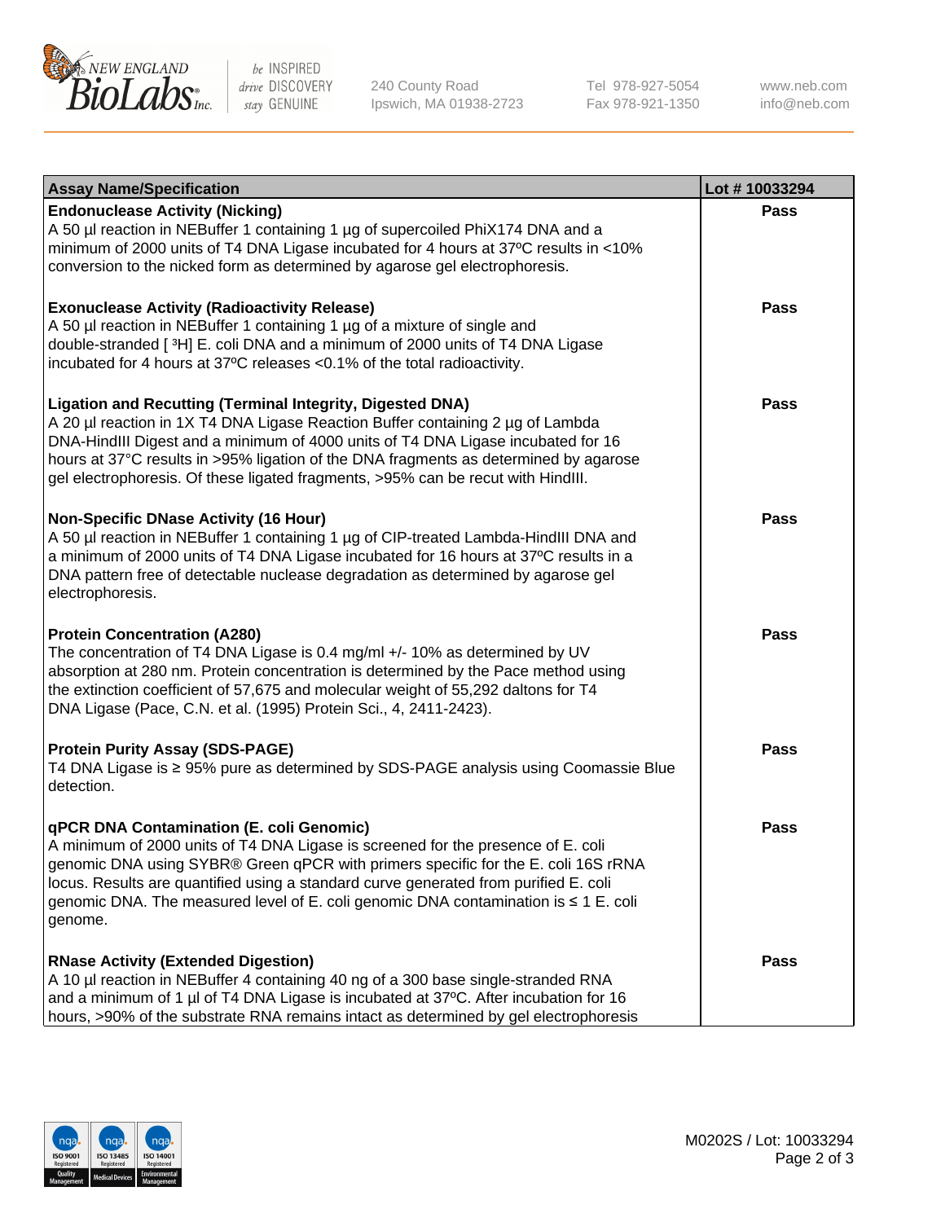| Assay Name/Specification | Lot # 10033294 |
| --- | --- |
| **Endonuclease Activity (Nicking)**<br>A 50 µl reaction in NEBuffer 1 containing 1 µg of supercoiled PhiX174 DNA and a minimum of 2000 units of T4 DNA Ligase incubated for 4 hours at 37ºC results in <10% conversion to the nicked form as determined by agarose gel electrophoresis. | Pass |
| **Exonuclease Activity (Radioactivity Release)**<br>A 50 µl reaction in NEBuffer 1 containing 1 µg of a mixture of single and double-stranded [ $^3$H] E. coli DNA and a minimum of 2000 units of T4 DNA Ligase incubated for 4 hours at 37ºC releases <0.1% of the total radioactivity. | Pass |
| **Ligation and Recutting (Terminal Integrity, Digested DNA)**<br>A 20 µl reaction in 1X T4 DNA Ligase Reaction Buffer containing 2 µg of Lambda DNA-HindIII Digest and a minimum of 4000 units of T4 DNA Ligase incubated for 16 hours at 37°C results in >95% ligation of the DNA fragments as determined by agarose gel electrophoresis. Of these ligated fragments, >95% can be recut with HindIII. | Pass |
| **Non-Specific DNase Activity (16 Hour)**<br>A 50 µl reaction in NEBuffer 1 containing 1 µg of CIP-treated Lambda-HindIII DNA and a minimum of 2000 units of T4 DNA Ligase incubated for 16 hours at 37ºC results in a DNA pattern free of detectable nuclease degradation as determined by agarose gel electrophoresis. | Pass |
| **Protein Concentration (A280)**<br>The concentration of T4 DNA Ligase is 0.4 mg/ml +/- 10% as determined by UV absorption at 280 nm. Protein concentration is determined by the Pace method using the extinction coefficient of 57,675 and molecular weight of 55,292 daltons for T4 DNA Ligase (Pace, C.N. et al. (1995) Protein Sci., 4, 2411-2423). | Pass |
| **Protein Purity Assay (SDS-PAGE)**<br>T4 DNA Ligase is ≥ 95% pure as determined by SDS-PAGE analysis using Coomassie Blue detection. | Pass |
| **qPCR DNA Contamination (E. coli Genomic)**<br>A minimum of 2000 units of T4 DNA Ligase is screened for the presence of E. coli genomic DNA using SYBR® Green qPCR with primers specific for the E. coli 16S rRNA locus. Results are quantified using a standard curve generated from purified E. coli genomic DNA. The measured level of E. coli genomic DNA contamination is ≤ 1 E. coli genome. | Pass |
| **RNase Activity (Extended Digestion)**<br>A 10 µl reaction in NEBuffer 4 containing 40 ng of a 300 base single-stranded RNA and a minimum of 1 µl of T4 DNA Ligase is incubated at 37ºC. After incubation for 16 hours, >90% of the substrate RNA remains intact as determined by gel electrophoresis | Pass |

M0202S / Lot: 10033294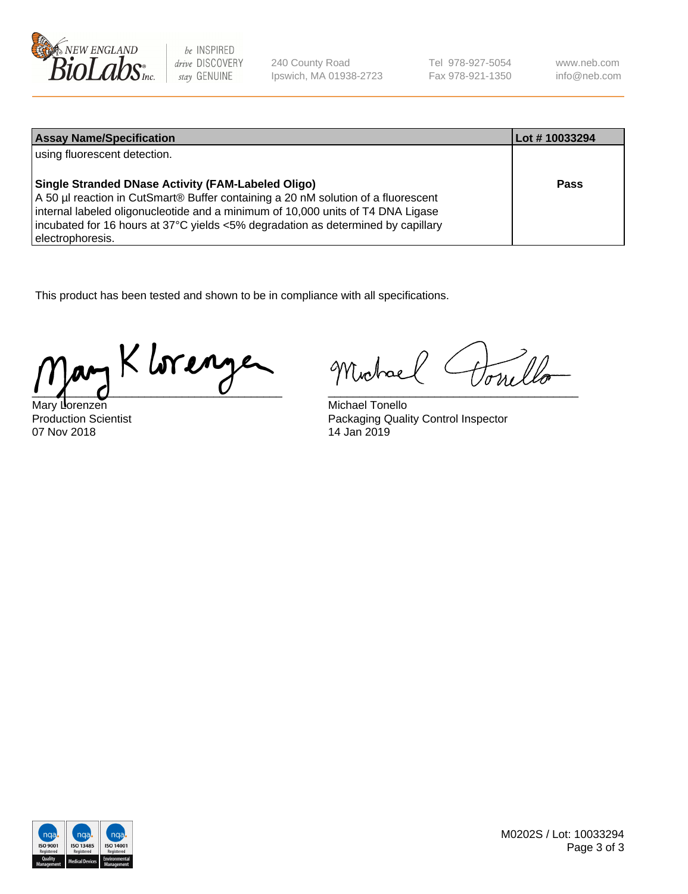| Assay Name/Specification | Lot # 10033294 |
| --- | --- |
| using fluorescent detection. | |
| **Single Stranded DNase Activity (FAM-Labeled Oligo)**<br>A 50 µl reaction in CutSmart® Buffer containing a 20 nM solution of a fluorescent internal labeled oligonucleotide and a minimum of 10,000 units of T4 DNA Ligase incubated for 16 hours at 37°C yields <5% degradation as determined by capillary electrophoresis. | **Pass** |

This product has been tested and shown to be in compliance with all specifications.

Mary Lorenzen
Production Scientist
07 Nov 2018

Michael Tonello
Packaging Quality Control Inspector
14 Jan 2019

M0202S / Lot: 10033294